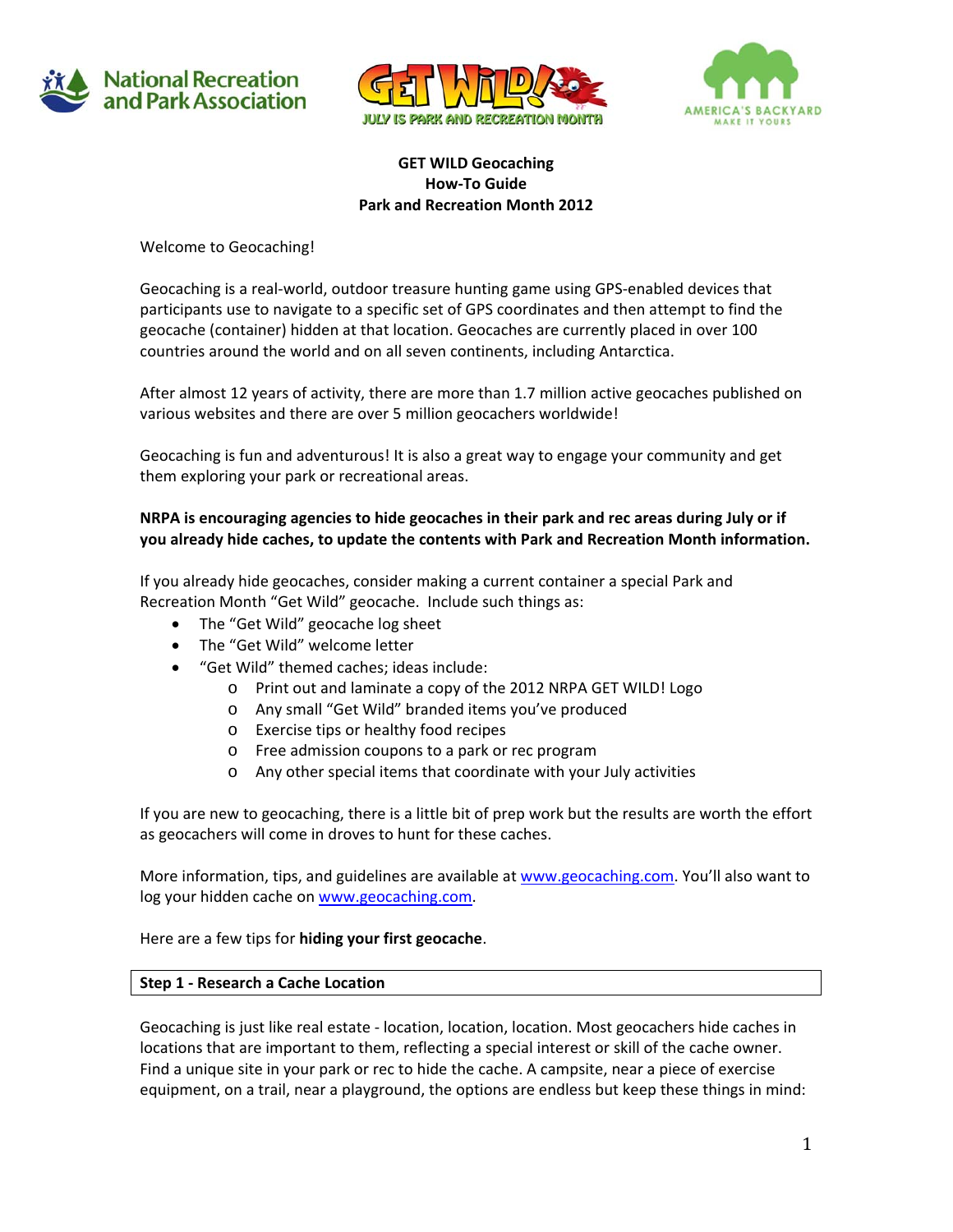# GET WILD Geocaching
## How-To Guide
## Park and Recreation Month 2012

Welcome to Geocaching!

Geocaching is a real-world, outdoor treasure hunting game using GPS-enabled devices that participants use to navigate to a specific set of GPS coordinates and then attempt to find the geocache (container) hidden at that location. Geocaches are currently placed in over 100 countries around the world and on all seven continents, including Antarctica.

After almost 12 years of activity, there are more than 1.7 million active geocaches published on various websites and there are over 5 million geocachers worldwide!

Geocaching is fun and adventurous! It is also a great way to engage your community and get them exploring your park or recreational areas.

**NRPA is encouraging agencies to hide geocaches in their park and rec areas during July or if you already hide caches, to update the contents with Park and Recreation Month information.**

If you already hide geocaches, consider making a current container a special Park and Recreation Month "Get Wild" geocache. Include such things as:

- The "Get Wild" geocache log sheet
- The "Get Wild" welcome letter
- "Get Wild" themed caches; ideas include:
  - Print out and laminate a copy of the 2012 NRPA GET WILD! Logo
  - Any small "Get Wild" branded items you've produced
  - Exercise tips or healthy food recipes
  - Free admission coupons to a park or rec program
  - Any other special items that coordinate with your July activities

If you are new to geocaching, there is a little bit of prep work but the results are worth the effort as geocachers will come in droves to hunt for these caches.

More information, tips, and guidelines are available at www.geocaching.com. You'll also want to log your hidden cache on www.geocaching.com.

Here are a few tips for **hiding your first geocache**.

### Step 1 - Research a Cache Location

Geocaching is just like real estate - location, location, location. Most geocachers hide caches in locations that are important to them, reflecting a special interest or skill of the cache owner. Find a unique site in your park or rec to hide the cache. A campsite, near a piece of exercise equipment, on a trail, near a playground, the options are endless but keep these things in mind: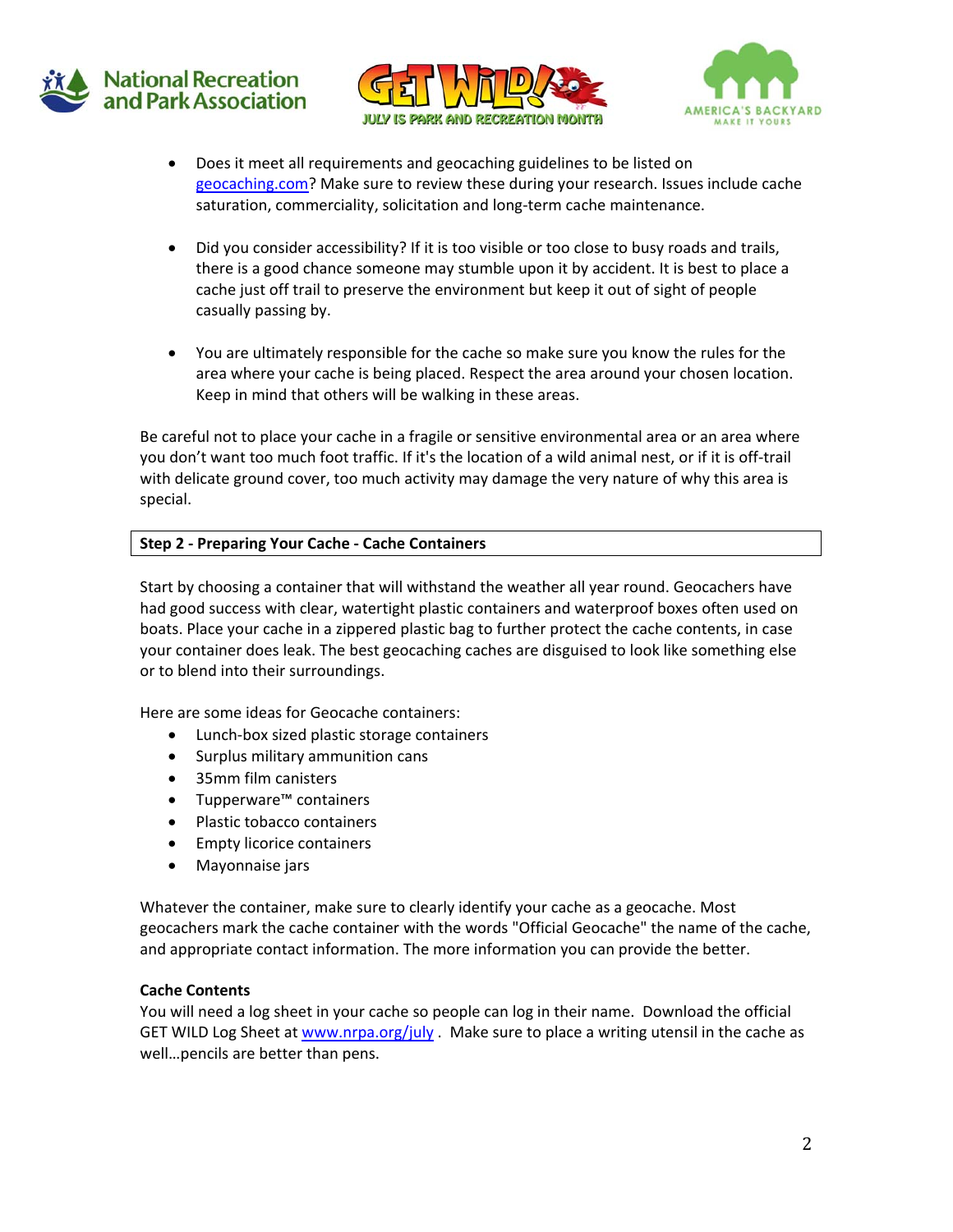- Does it meet all requirements and geocaching guidelines to be listed on geocaching.com? Make sure to review these during your research. Issues include cache saturation, commerciality, solicitation and long-term cache maintenance.

- Did you consider accessibility? If it is too visible or too close to busy roads and trails, there is a good chance someone may stumble upon it by accident. It is best to place a cache just off trail to preserve the environment but keep it out of sight of people casually passing by.

- You are ultimately responsible for the cache so make sure you know the rules for the area where your cache is being placed. Respect the area around your chosen location. Keep in mind that others will be walking in these areas.

Be careful not to place your cache in a fragile or sensitive environmental area or an area where you don't want too much foot traffic. If it's the location of a wild animal nest, or if it is off-trail with delicate ground cover, too much activity may damage the very nature of why this area is special.

## Step 2 - Preparing Your Cache - Cache Containers

Start by choosing a container that will withstand the weather all year round. Geocachers have had good success with clear, watertight plastic containers and waterproof boxes often used on boats. Place your cache in a zippered plastic bag to further protect the cache contents, in case your container does leak. The best geocaching caches are disguised to look like something else or to blend into their surroundings.

Here are some ideas for Geocache containers:

- Lunch-box sized plastic storage containers
- Surplus military ammunition cans
- 35mm film canisters
- Tupperware™ containers
- Plastic tobacco containers
- Empty licorice containers
- Mayonnaise jars

Whatever the container, make sure to clearly identify your cache as a geocache. Most geocachers mark the cache container with the words "Official Geocache" the name of the cache, and appropriate contact information. The more information you can provide the better.

### Cache Contents

You will need a log sheet in your cache so people can log in their name. Download the official GET WILD Log Sheet at www.nrpa.org/july . Make sure to place a writing utensil in the cache as well…pencils are better than pens.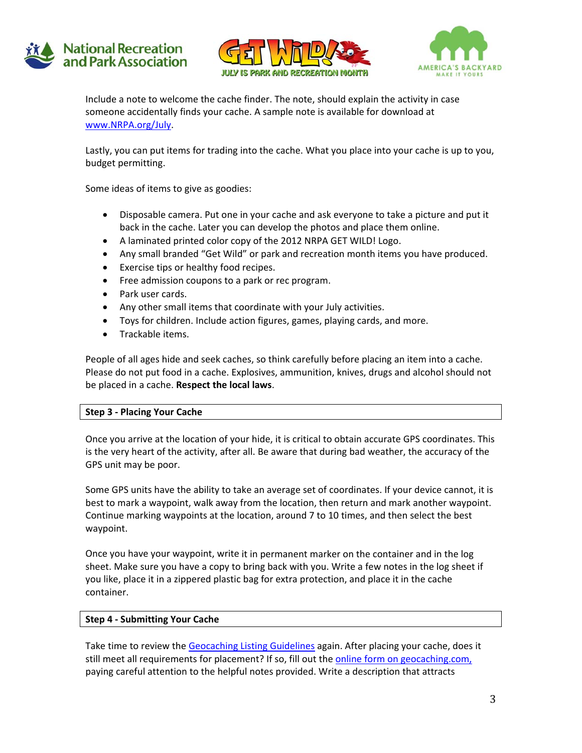Include a note to welcome the cache finder. The note, should explain the activity in case someone accidentally finds your cache. A sample note is available for download at [www.NRPA.org/July](www.NRPA.org/July).

Lastly, you can put items for trading into the cache. What you place into your cache is up to you, budget permitting.

Some ideas of items to give as goodies:

- Disposable camera. Put one in your cache and ask everyone to take a picture and put it back in the cache. Later you can develop the photos and place them online.
- A laminated printed color copy of the 2012 NRPA GET WILD! Logo.
- Any small branded "Get Wild" or park and recreation month items you have produced.
- Exercise tips or healthy food recipes.
- Free admission coupons to a park or rec program.
- Park user cards.
- Any other small items that coordinate with your July activities.
- Toys for children. Include action figures, games, playing cards, and more.
- Trackable items.

People of all ages hide and seek caches, so think carefully before placing an item into a cache. Please do not put food in a cache. Explosives, ammunition, knives, drugs and alcohol should not be placed in a cache. **Respect the local laws**.

## Step 3 - Placing Your Cache

Once you arrive at the location of your hide, it is critical to obtain accurate GPS coordinates. This is the very heart of the activity, after all. Be aware that during bad weather, the accuracy of the GPS unit may be poor.

Some GPS units have the ability to take an average set of coordinates. If your device cannot, it is best to mark a waypoint, walk away from the location, then return and mark another waypoint. Continue marking waypoints at the location, around 7 to 10 times, and then select the best waypoint.

Once you have your waypoint, write it in permanent marker on the container and in the log sheet. Make sure you have a copy to bring back with you. Write a few notes in the log sheet if you like, place it in a zippered plastic bag for extra protection, and place it in the cache container.

## Step 4 - Submitting Your Cache

Take time to review the Geocaching Listing Guidelines again. After placing your cache, does it still meet all requirements for placement? If so, fill out the online form on geocaching.com, paying careful attention to the helpful notes provided. Write a description that attracts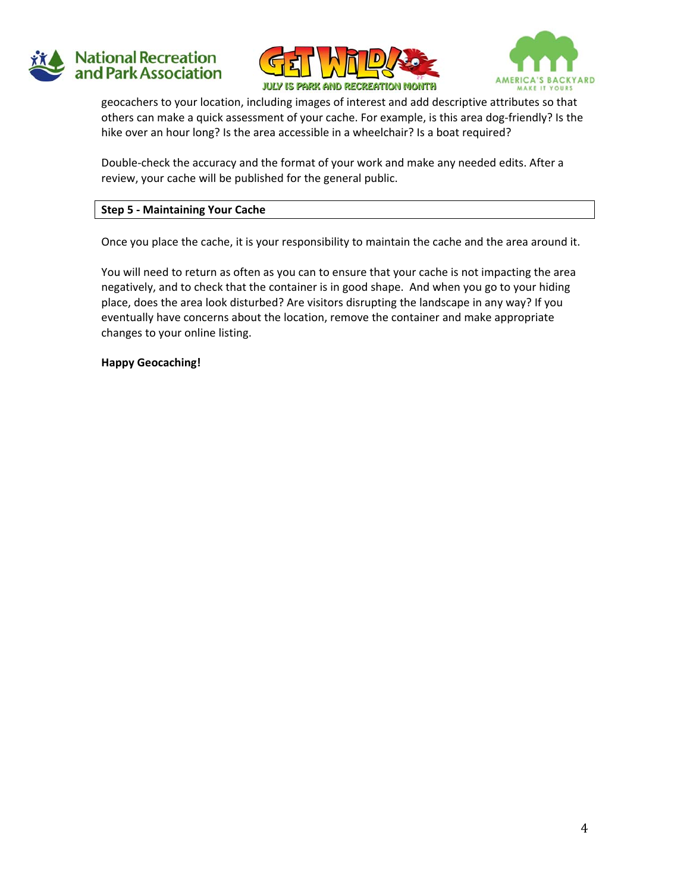geocachers to your location, including images of interest and add descriptive attributes so that others can make a quick assessment of your cache. For example, is this area dog-friendly? Is the hike over an hour long? Is the area accessible in a wheelchair? Is a boat required?

Double-check the accuracy and the format of your work and make any needed edits. After a review, your cache will be published for the general public.

## Step 5 - Maintaining Your Cache

Once you place the cache, it is your responsibility to maintain the cache and the area around it.

You will need to return as often as you can to ensure that your cache is not impacting the area negatively, and to check that the container is in good shape. And when you go to your hiding place, does the area look disturbed? Are visitors disrupting the landscape in any way? If you eventually have concerns about the location, remove the container and make appropriate changes to your online listing.

**Happy Geocaching!**